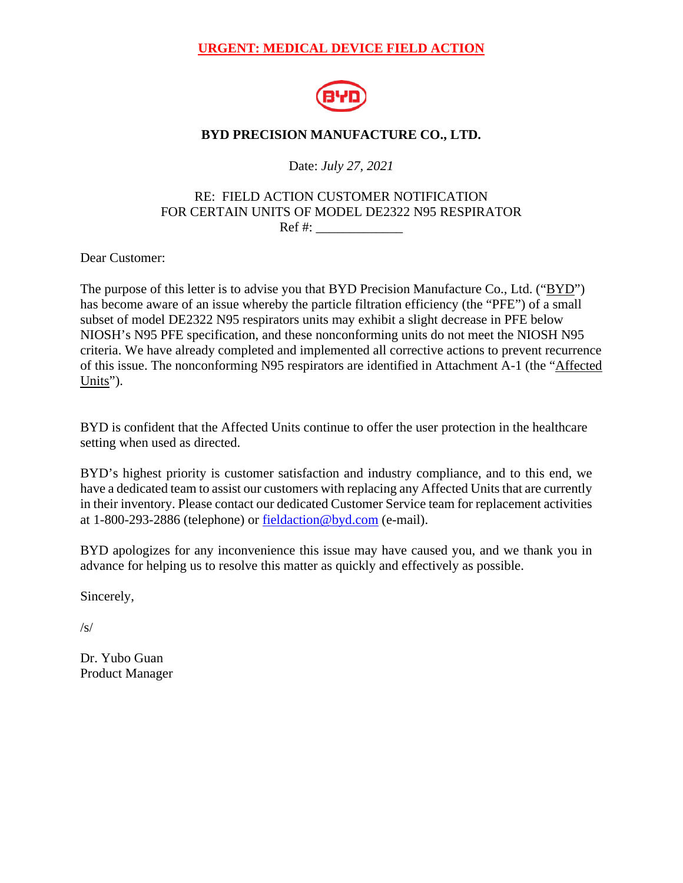**URGENT: MEDICAL DEVICE FIELD ACTION**

**BYD PRECISION MANUFACTURE CO., LTD.**

Date: *July 27, 2021*

RE: FIELD ACTION CUSTOMER NOTIFICATION
FOR CERTAIN UNITS OF MODEL DE2322 N95 RESPIRATOR
Ref #: _____________

Dear Customer:

The purpose of this letter is to advise you that BYD Precision Manufacture Co., Ltd. ("BYD") has become aware of an issue whereby the particle filtration efficiency (the "PFE") of a small subset of model DE2322 N95 respirators units may exhibit a slight decrease in PFE below NIOSH's N95 PFE specification, and these nonconforming units do not meet the NIOSH N95 criteria. We have already completed and implemented all corrective actions to prevent recurrence of this issue. The nonconforming N95 respirators are identified in Attachment A-1 (the "Affected Units").

BYD is confident that the Affected Units continue to offer the user protection in the healthcare setting when used as directed.

BYD's highest priority is customer satisfaction and industry compliance, and to this end, we have a dedicated team to assist our customers with replacing any Affected Units that are currently in their inventory. Please contact our dedicated Customer Service team for replacement activities at 1-800-293-2886 (telephone) or fieldaction@byd.com (e-mail).

BYD apologizes for any inconvenience this issue may have caused you, and we thank you in advance for helping us to resolve this matter as quickly and effectively as possible.

Sincerely,

/s/

Dr. Yubo Guan
Product Manager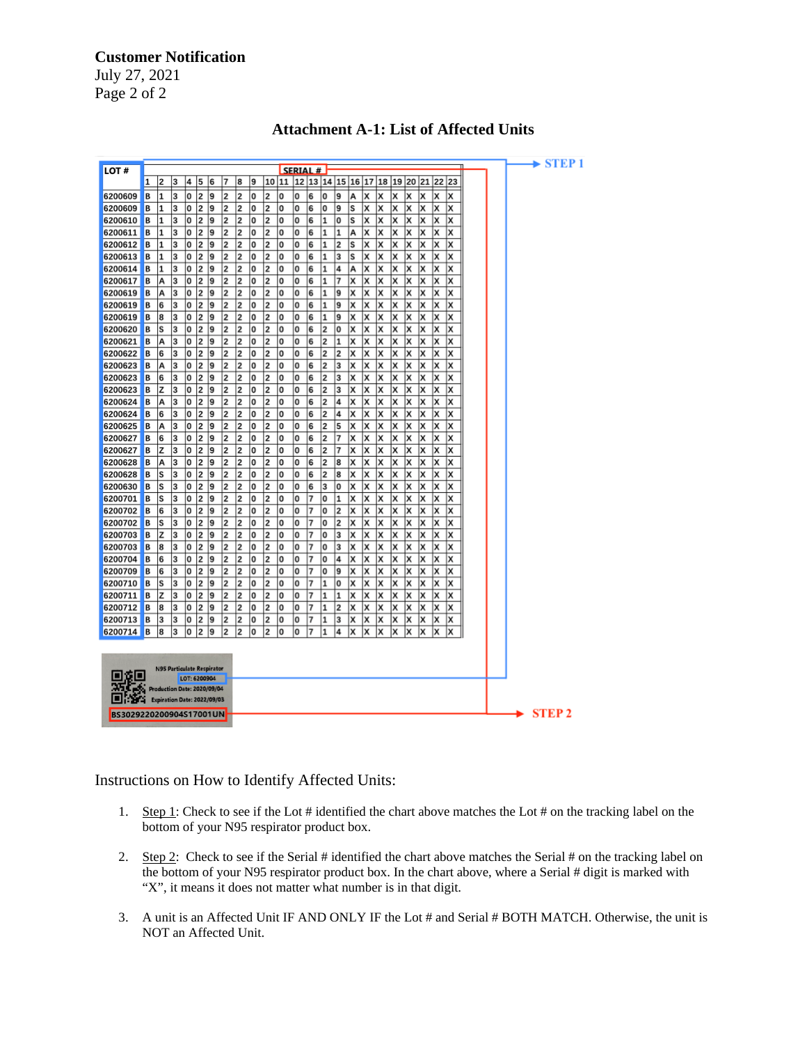**Customer Notification**
July 27, 2021

## Attachment A-1: List of Affected Units

| LOT # | SERIAL # | | | | | | | | | | | | | | | | | | | | | | |
|---|---|---|---|---|---|---|---|---|---|---|---|---|---|---|---|---|---|---|---|---|---|---|---|
| | 1 | 2 | 3 | 4 | 5 | 6 | 7 | 8 | 9 | 10 | 11 | 12 | 13 | 14 | 15 | 16 | 17 | 18 | 19 | 20 | 21 | 22 | 23 |
| 6200609 | B | 1 | 3 | 0 | 2 | 9 | 2 | 2 | 0 | 2 | 0 | 0 | 6 | 0 | 9 | A | X | X | X | X | X | X | X |
| 6200609 | B | 1 | 3 | 0 | 2 | 9 | 2 | 2 | 0 | 2 | 0 | 0 | 6 | 0 | 9 | S | X | X | X | X | X | X | X |
| 6200610 | B | 1 | 3 | 0 | 2 | 9 | 2 | 2 | 0 | 2 | 0 | 0 | 6 | 1 | 0 | S | X | X | X | X | X | X | X |
| 6200611 | B | 1 | 3 | 0 | 2 | 9 | 2 | 2 | 0 | 2 | 0 | 0 | 6 | 1 | 1 | A | X | X | X | X | X | X | X |
| 6200612 | B | 1 | 3 | 0 | 2 | 9 | 2 | 2 | 0 | 2 | 0 | 0 | 6 | 1 | 2 | S | X | X | X | X | X | X | X |
| 6200613 | B | 1 | 3 | 0 | 2 | 9 | 2 | 2 | 0 | 2 | 0 | 0 | 6 | 1 | 3 | S | X | X | X | X | X | X | X |
| 6200614 | B | 1 | 3 | 0 | 2 | 9 | 2 | 2 | 0 | 2 | 0 | 0 | 6 | 1 | 4 | A | X | X | X | X | X | X | X |
| 6200617 | B | A | 3 | 0 | 2 | 9 | 2 | 2 | 0 | 2 | 0 | 0 | 6 | 1 | 7 | X | X | X | X | X | X | X | X |
| 6200619 | B | A | 3 | 0 | 2 | 9 | 2 | 2 | 0 | 2 | 0 | 0 | 6 | 1 | 9 | X | X | X | X | X | X | X | X |
| 6200619 | B | 6 | 3 | 0 | 2 | 9 | 2 | 2 | 0 | 2 | 0 | 0 | 6 | 1 | 9 | X | X | X | X | X | X | X | X |
| 6200619 | B | 8 | 3 | 0 | 2 | 9 | 2 | 2 | 0 | 2 | 0 | 0 | 6 | 1 | 9 | X | X | X | X | X | X | X | X |
| 6200620 | B | S | 3 | 0 | 2 | 9 | 2 | 2 | 0 | 2 | 0 | 0 | 6 | 2 | 0 | X | X | X | X | X | X | X | X |
| 6200621 | B | A | 3 | 0 | 2 | 9 | 2 | 2 | 0 | 2 | 0 | 0 | 6 | 2 | 1 | X | X | X | X | X | X | X | X |
| 6200622 | B | 6 | 3 | 0 | 2 | 9 | 2 | 2 | 0 | 2 | 0 | 0 | 6 | 2 | 2 | X | X | X | X | X | X | X | X |
| 6200623 | B | A | 3 | 0 | 2 | 9 | 2 | 2 | 0 | 2 | 0 | 0 | 6 | 2 | 3 | X | X | X | X | X | X | X | X |
| 6200623 | B | 6 | 3 | 0 | 2 | 9 | 2 | 2 | 0 | 2 | 0 | 0 | 6 | 2 | 3 | X | X | X | X | X | X | X | X |
| 6200623 | B | Z | 3 | 0 | 2 | 9 | 2 | 2 | 0 | 2 | 0 | 0 | 6 | 2 | 3 | X | X | X | X | X | X | X | X |
| 6200624 | B | A | 3 | 0 | 2 | 9 | 2 | 2 | 0 | 2 | 0 | 0 | 6 | 2 | 4 | X | X | X | X | X | X | X | X |
| 6200624 | B | 6 | 3 | 0 | 2 | 9 | 2 | 2 | 0 | 2 | 0 | 0 | 6 | 2 | 4 | X | X | X | X | X | X | X | X |
| 6200625 | B | A | 3 | 0 | 2 | 9 | 2 | 2 | 0 | 2 | 0 | 0 | 6 | 2 | 5 | X | X | X | X | X | X | X | X |
| 6200627 | B | 6 | 3 | 0 | 2 | 9 | 2 | 2 | 0 | 2 | 0 | 0 | 6 | 2 | 7 | X | X | X | X | X | X | X | X |
| 6200627 | B | Z | 3 | 0 | 2 | 9 | 2 | 2 | 0 | 2 | 0 | 0 | 6 | 2 | 7 | X | X | X | X | X | X | X | X |
| 6200628 | B | A | 3 | 0 | 2 | 9 | 2 | 2 | 0 | 2 | 0 | 0 | 6 | 2 | 8 | X | X | X | X | X | X | X | X |
| 6200628 | B | S | 3 | 0 | 2 | 9 | 2 | 2 | 0 | 2 | 0 | 0 | 6 | 2 | 8 | X | X | X | X | X | X | X | X |
| 6200630 | B | S | 3 | 0 | 2 | 9 | 2 | 2 | 0 | 2 | 0 | 0 | 6 | 3 | 0 | X | X | X | X | X | X | X | X |
| 6200701 | B | S | 3 | 0 | 2 | 9 | 2 | 2 | 0 | 2 | 0 | 0 | 7 | 0 | 1 | X | X | X | X | X | X | X | X |
| 6200702 | B | 6 | 3 | 0 | 2 | 9 | 2 | 2 | 0 | 2 | 0 | 0 | 7 | 0 | 2 | X | X | X | X | X | X | X | X |
| 6200702 | B | S | 3 | 0 | 2 | 9 | 2 | 2 | 0 | 2 | 0 | 0 | 7 | 0 | 2 | X | X | X | X | X | X | X | X |
| 6200703 | B | Z | 3 | 0 | 2 | 9 | 2 | 2 | 0 | 2 | 0 | 0 | 7 | 0 | 3 | X | X | X | X | X | X | X | X |
| 6200703 | B | 8 | 3 | 0 | 2 | 9 | 2 | 2 | 0 | 2 | 0 | 0 | 7 | 0 | 3 | X | X | X | X | X | X | X | X |
| 6200704 | B | 6 | 3 | 0 | 2 | 9 | 2 | 2 | 0 | 2 | 0 | 0 | 7 | 0 | 4 | X | X | X | X | X | X | X | X |
| 6200709 | B | 6 | 3 | 0 | 2 | 9 | 2 | 2 | 0 | 2 | 0 | 0 | 7 | 0 | 9 | X | X | X | X | X | X | X | X |
| 6200710 | B | S | 3 | 0 | 2 | 9 | 2 | 2 | 0 | 2 | 0 | 0 | 7 | 1 | 0 | X | X | X | X | X | X | X | X |
| 6200711 | B | Z | 3 | 0 | 2 | 9 | 2 | 2 | 0 | 2 | 0 | 0 | 7 | 1 | 1 | X | X | X | X | X | X | X | X |
| 6200712 | B | 8 | 3 | 0 | 2 | 9 | 2 | 2 | 0 | 2 | 0 | 0 | 7 | 1 | 2 | X | X | X | X | X | X | X | X |
| 6200713 | B | 3 | 3 | 0 | 2 | 9 | 2 | 2 | 0 | 2 | 0 | 0 | 7 | 1 | 3 | X | X | X | X | X | X | X | X |
| 6200714 | B | 8 | 3 | 0 | 2 | 9 | 2 | 2 | 0 | 2 | 0 | 0 | 7 | 1 | 4 | X | X | X | X | X | X | X | X |

STEP 1

STEP 2

N95 Particulate Respirator
LOT: 6200904
Production Date: 2020/09/04
Expiration Date: 2022/09/03
BS3029220200904S17001UN

Instructions on How to Identify Affected Units:

1. Step 1: Check to see if the Lot # identified the chart above matches the Lot # on the tracking label on the bottom of your N95 respirator product box.
2. Step 2: Check to see if the Serial # identified the chart above matches the Serial # on the tracking label on the bottom of your N95 respirator product box. In the chart above, where a Serial # digit is marked with "X", it means it does not matter what number is in that digit.
3. A unit is an Affected Unit IF AND ONLY IF the Lot # and Serial # BOTH MATCH. Otherwise, the unit is NOT an Affected Unit.